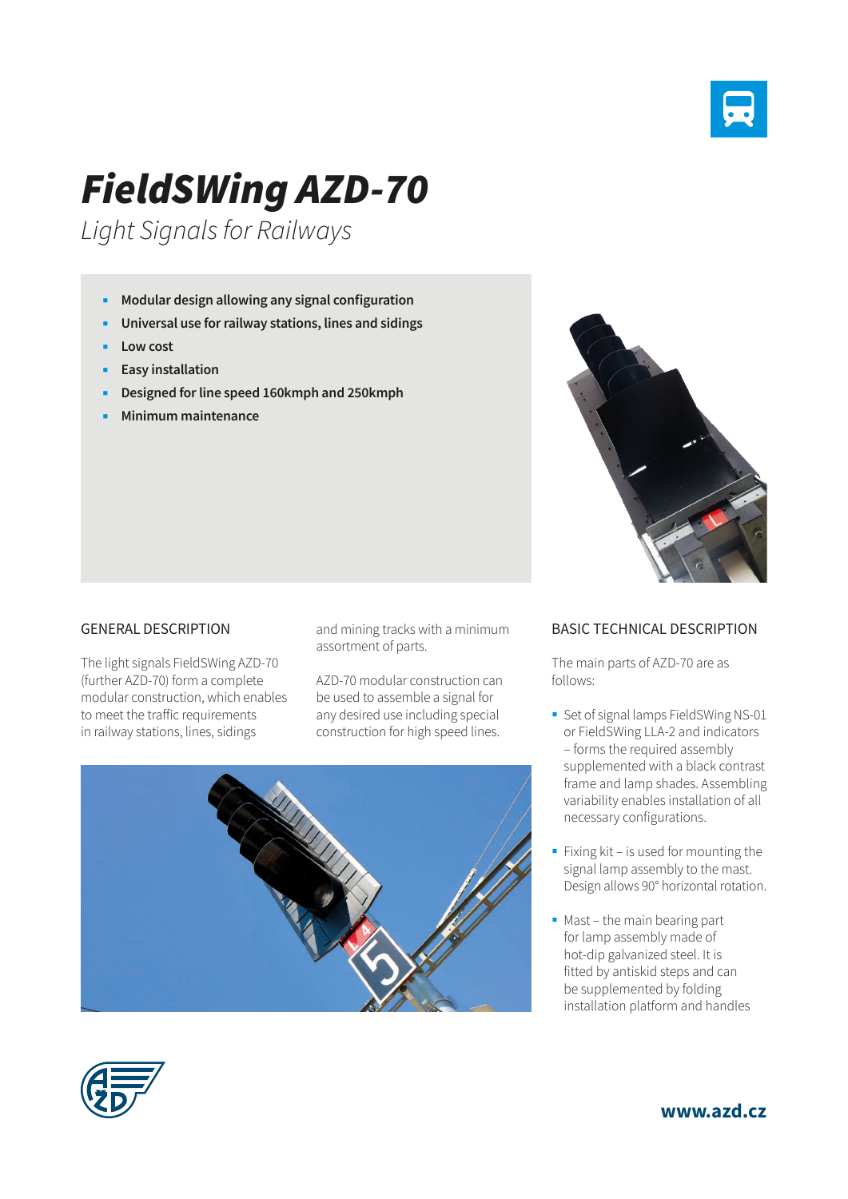# FieldSWing AZD-70

*Light Signals for Railways*

- **Modular design allowing any signal configuration**
- **Universal use for railway stations, lines and sidings**
- **Low cost**
- **Easy installation**
- **Designed for line speed 160kmph and 250kmph**
- **Minimum maintenance**

## GENERAL DESCRIPTION

The light signals FieldSWing AZD-70 (further AZD-70) form a complete modular construction, which enables to meet the traffic requirements in railway stations, lines, sidings and mining tracks with a minimum assortment of parts.

AZD-70 modular construction can be used to assemble a signal for any desired use including special construction for high speed lines.

## BASIC TECHNICAL DESCRIPTION

The main parts of AZD-70 are as follows:

- Set of signal lamps FieldSWing NS-01 or FieldSWing LLA-2 and indicators – forms the required assembly supplemented with a black contrast frame and lamp shades. Assembling variability enables installation of all necessary configurations.
- Fixing kit – is used for mounting the signal lamp assembly to the mast. Design allows 90° horizontal rotation.
- Mast – the main bearing part for lamp assembly made of hot-dip galvanized steel. It is fitted by antiskid steps and can be supplemented by folding installation platform and handles

**www.azd.cz**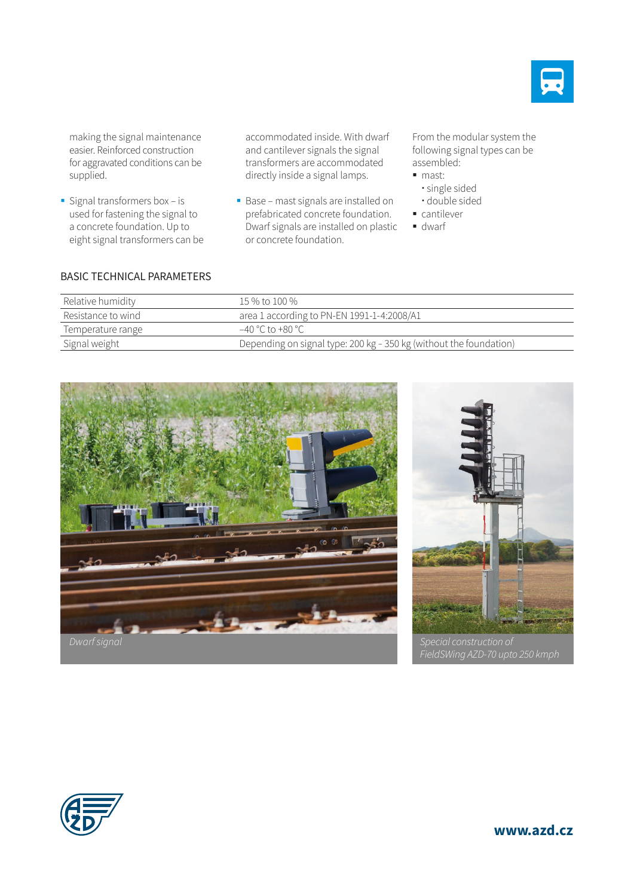making the signal maintenance easier. Reinforced construction for aggravated conditions can be supplied.

- Signal transformers box – is used for fastening the signal to a concrete foundation. Up to eight signal transformers can be accommodated inside. With dwarf and cantilever signals the signal transformers are accommodated directly inside a signal lamps.
- Base – mast signals are installed on prefabricated concrete foundation. Dwarf signals are installed on plastic or concrete foundation.

From the modular system the following signal types can be assembled:

- mast:
  - single sided
  - double sided
- cantilever
- dwarf

## BASIC TECHNICAL PARAMETERS

| | |
|---|---|
| Relative humidity | 15 % to 100 % |
| Resistance to wind | area 1 according to PN-EN 1991-1-4:2008/A1 |
| Temperature range | –40 °C to +80 °C |
| Signal weight | Depending on signal type: 200 kg – 350 kg (without the foundation) |

*Dwarf signal*

*Special construction of FieldSWing AZD-70 upto 250 kmph*

www.azd.cz